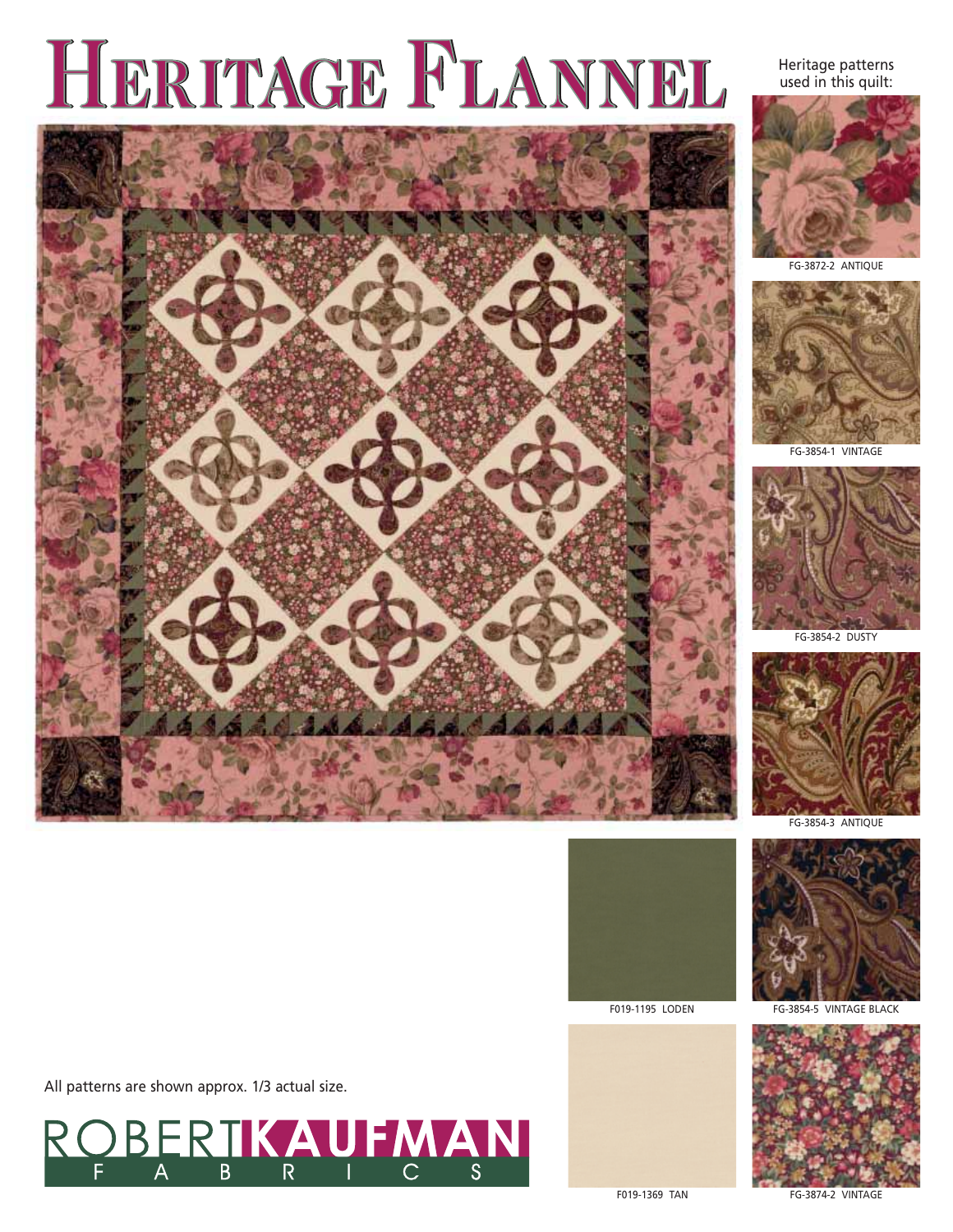# HERITAGE FLANNEL

Heritage patterns used in this quilt:

FG-3872-2 ANTIQUE

FG-3854-1 VINTAGE

FG-3854-2 DUSTY

FG-3854-3 ANTIQUE

F019-1195 LODEN

FG-3854-5 VINTAGE BLACK

F019-1369 TAN

FG-3874-2 VINTAGE

All patterns are shown approx. 1/3 actual size.

ROBERT KAUFMAN FABRICS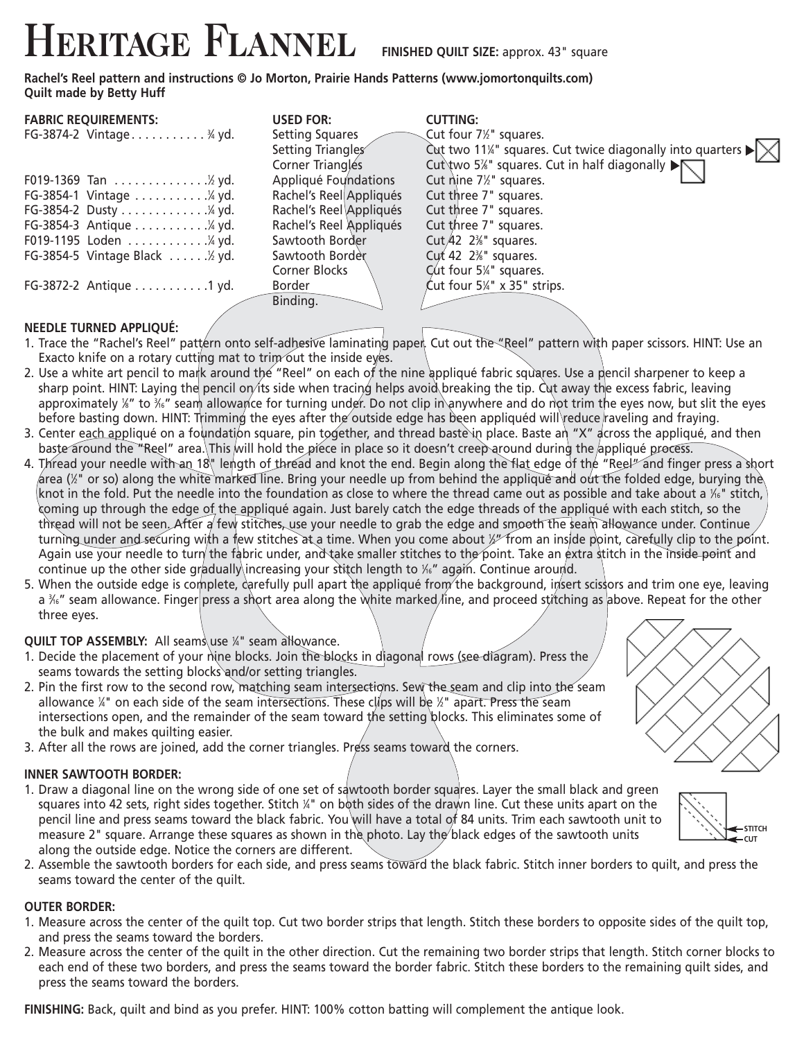# Heritage Flannel

**FINISHED QUILT SIZE:** approx. 43" square

**Rachel's Reel pattern and instructions © Jo Morton, Prairie Hands Patterns (www.jomortonquilts.com)**
**Quilt made by Betty Huff**

| FABRIC REQUIREMENTS: | USED FOR: | CUTTING: |
|---|---|---|
| FG-3874-2 Vintage . . . . . . . . . . ¾ yd. | Setting Squares | Cut four 7½" squares. |
| | Setting Triangles | Cut two 11¼" squares. Cut twice diagonally into quarters |
| | Corner Triangles | Cut two 5⅞" squares. Cut in half diagonally |
| F019-1369 Tan . . . . . . . . . . . . . ½ yd. | Appliqué Foundations | Cut nine 7½" squares. |
| FG-3854-1 Vintage . . . . . . . . . . ¼ yd. | Rachel's Reel Appliqués | Cut three 7" squares. |
| FG-3854-2 Dusty . . . . . . . . . . . . ¼ yd. | Rachel's Reel Appliqués | Cut three 7" squares. |
| FG-3854-3 Antique . . . . . . . . . . ¼ yd. | Rachel's Reel Appliqués | Cut three 7" squares. |
| F019-1195 Loden . . . . . . . . . . . ¼ yd. | Sawtooth Border | Cut 42 2⅜" squares. |
| FG-3854-5 Vintage Black . . . . . . ½ yd. | Sawtooth Border | Cut 42 2⅜" squares. |
| | Corner Blocks | Cut four 5¼" squares. |
| FG-3872-2 Antique . . . . . . . . . . 1 yd. | Border | Cut four 5¼" x 35" strips. |
| | Binding. | |

**NEEDLE TURNED APPLIQUÉ:**

1. Trace the "Rachel's Reel" pattern onto self-adhesive laminating paper. Cut out the "Reel" pattern with paper scissors. HINT: Use an Exacto knife on a rotary cutting mat to trim out the inside eyes.
2. Use a white art pencil to mark around the "Reel" on each of the nine appliqué fabric squares. Use a pencil sharpener to keep a sharp point. HINT: Laying the pencil on its side when tracing helps avoid breaking the tip. Cut away the excess fabric, leaving approximately ⅛" to 3/16" seam allowance for turning under. Do not clip in anywhere and do not trim the eyes now, but slit the eyes before basting down. HINT: Trimming the eyes after the outside edge has been appliquéd will reduce raveling and fraying.
3. Center each appliqué on a foundation square, pin together, and thread baste in place. Baste an "X" across the appliqué, and then baste around the "Reel" area. This will hold the piece in place so it doesn't creep around during the appliqué process.
4. Thread your needle with an 18" length of thread and knot the end. Begin along the flat edge of the "Reel" and finger press a short area (½" or so) along the white marked line. Bring your needle up from behind the appliqué and out the folded edge, burying the knot in the fold. Put the needle into the foundation as close to where the thread came out as possible and take about a 1/16" stitch, coming up through the edge of the appliqué again. Just barely catch the edge threads of the appliqué with each stitch, so the thread will not be seen. After a few stitches, use your needle to grab the edge and smooth the seam allowance under. Continue turning under and securing with a few stitches at a time. When you come about ½" from an inside point, carefully clip to the point. Again use your needle to turn the fabric under, and take smaller stitches to the point. Take an extra stitch in the inside point and continue up the other side gradually increasing your stitch length to 1/16" again. Continue around.
5. When the outside edge is complete, carefully pull apart the appliqué from the background, insert scissors and trim one eye, leaving a 3/16" seam allowance. Finger press a short area along the white marked line, and proceed stitching as above. Repeat for the other three eyes.

**QUILT TOP ASSEMBLY:** All seams use ¼" seam allowance.

1. Decide the placement of your nine blocks. Join the blocks in diagonal rows (see diagram). Press the seams towards the setting blocks and/or setting triangles.
2. Pin the first row to the second row, matching seam intersections. Sew the seam and clip into the seam allowance ¼" on each side of the seam intersections. These clips will be ½" apart. Press the seam intersections open, and the remainder of the seam toward the setting blocks. This eliminates some of the bulk and makes quilting easier.
3. After all the rows are joined, add the corner triangles. Press seams toward the corners.

**INNER SAWTOOTH BORDER:**

1. Draw a diagonal line on the wrong side of one set of sawtooth border squares. Layer the small black and green squares into 42 sets, right sides together. Stitch ¼" on both sides of the drawn line. Cut these units apart on the pencil line and press seams toward the black fabric. You will have a total of 84 units. Trim each sawtooth unit to measure 2" square. Arrange these squares as shown in the photo. Lay the black edges of the sawtooth units along the outside edge. Notice the corners are different.
2. Assemble the sawtooth borders for each side, and press seams toward the black fabric. Stitch inner borders to quilt, and press the seams toward the center of the quilt.

STITCH
CUT

**OUTER BORDER:**

1. Measure across the center of the quilt top. Cut two border strips that length. Stitch these borders to opposite sides of the quilt top, and press the seams toward the borders.
2. Measure across the center of the quilt in the other direction. Cut the remaining two border strips that length. Stitch corner blocks to each end of these two borders, and press the seams toward the border fabric. Stitch these borders to the remaining quilt sides, and press the seams toward the borders.

**FINISHING:** Back, quilt and bind as you prefer. HINT: 100% cotton batting will complement the antique look.